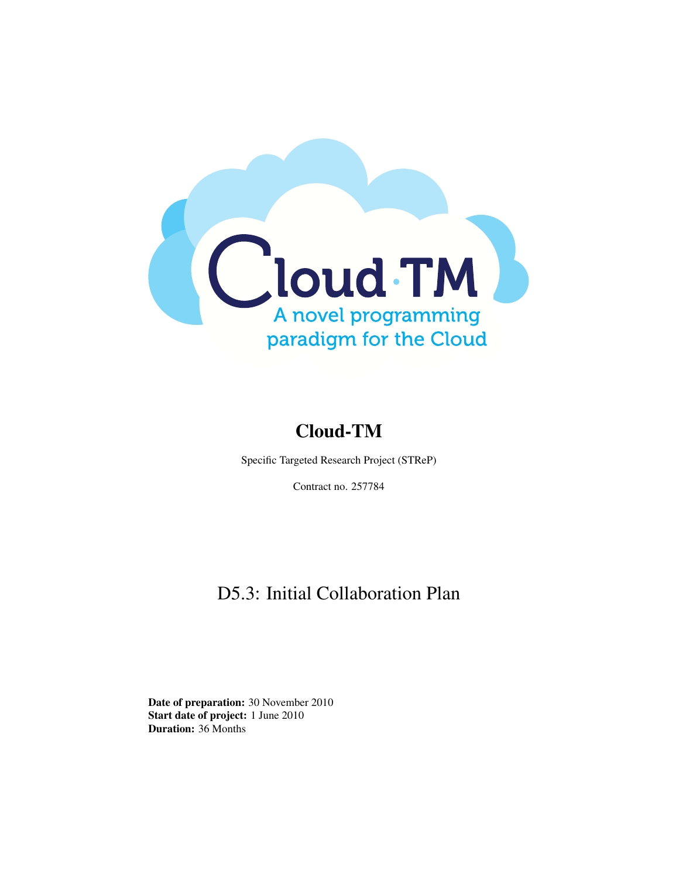Cloud·TM

A novel programming paradigm for the Cloud

# Cloud-TM

Specific Targeted Research Project (STReP)

Contract no. 257784

## D5.3: Initial Collaboration Plan

**Date of preparation:** 30 November 2010
**Start date of project:** 1 June 2010
**Duration:** 36 Months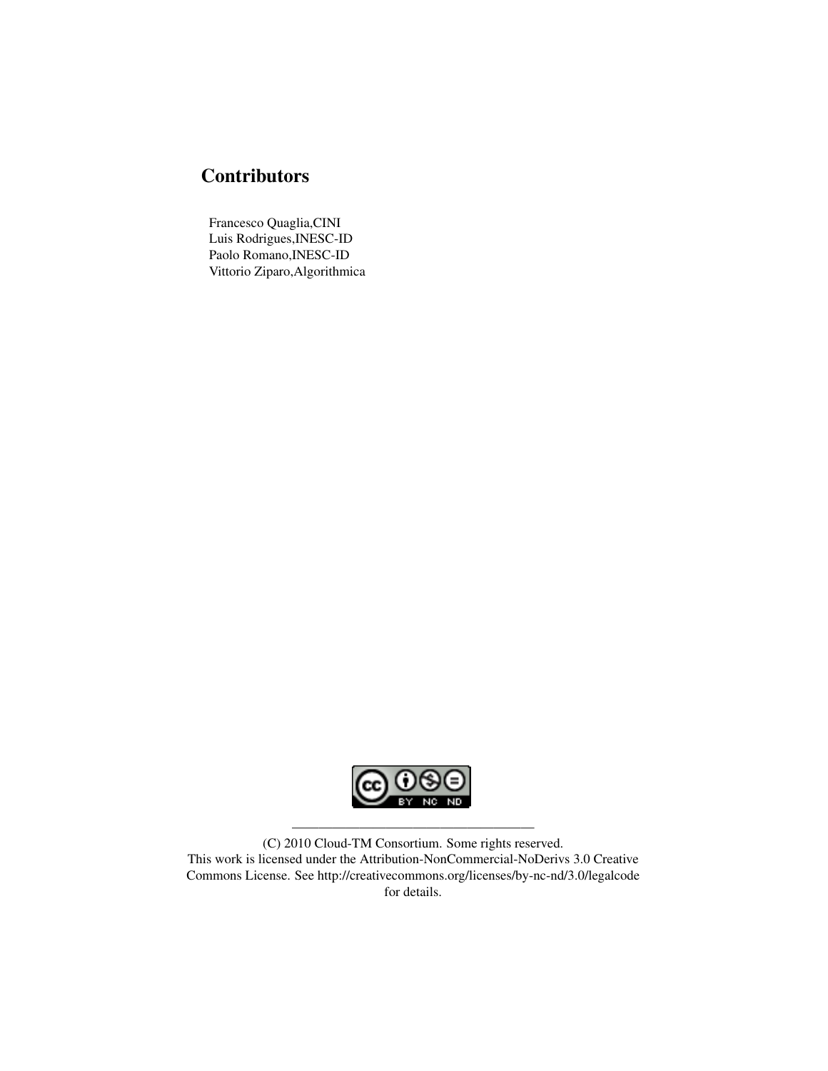## Contributors

Francesco Quaglia,CINI
Luis Rodrigues,INESC-ID
Paolo Romano,INESC-ID
Vittorio Ziparo,Algorithmica

---

(C) 2010 Cloud-TM Consortium. Some rights reserved.
This work is licensed under the Attribution-NonCommercial-NoDerivs 3.0 Creative Commons License. See http://creativecommons.org/licenses/by-nc-nd/3.0/legalcode for details.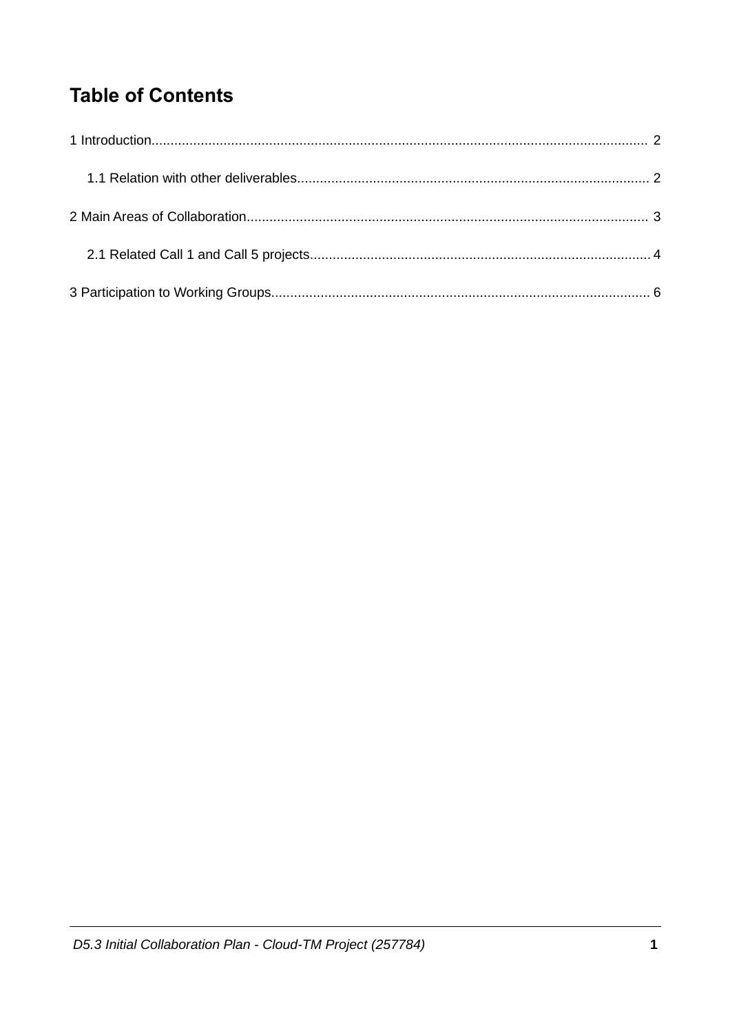# Table of Contents

1 Introduction.................................................................................................................................. 2

   1.1 Relation with other deliverables............................................................................................ 2

2 Main Areas of Collaboration......................................................................................................... 3

   2.1 Related Call 1 and Call 5 projects......................................................................................... 4

3 Participation to Working Groups................................................................................................... 6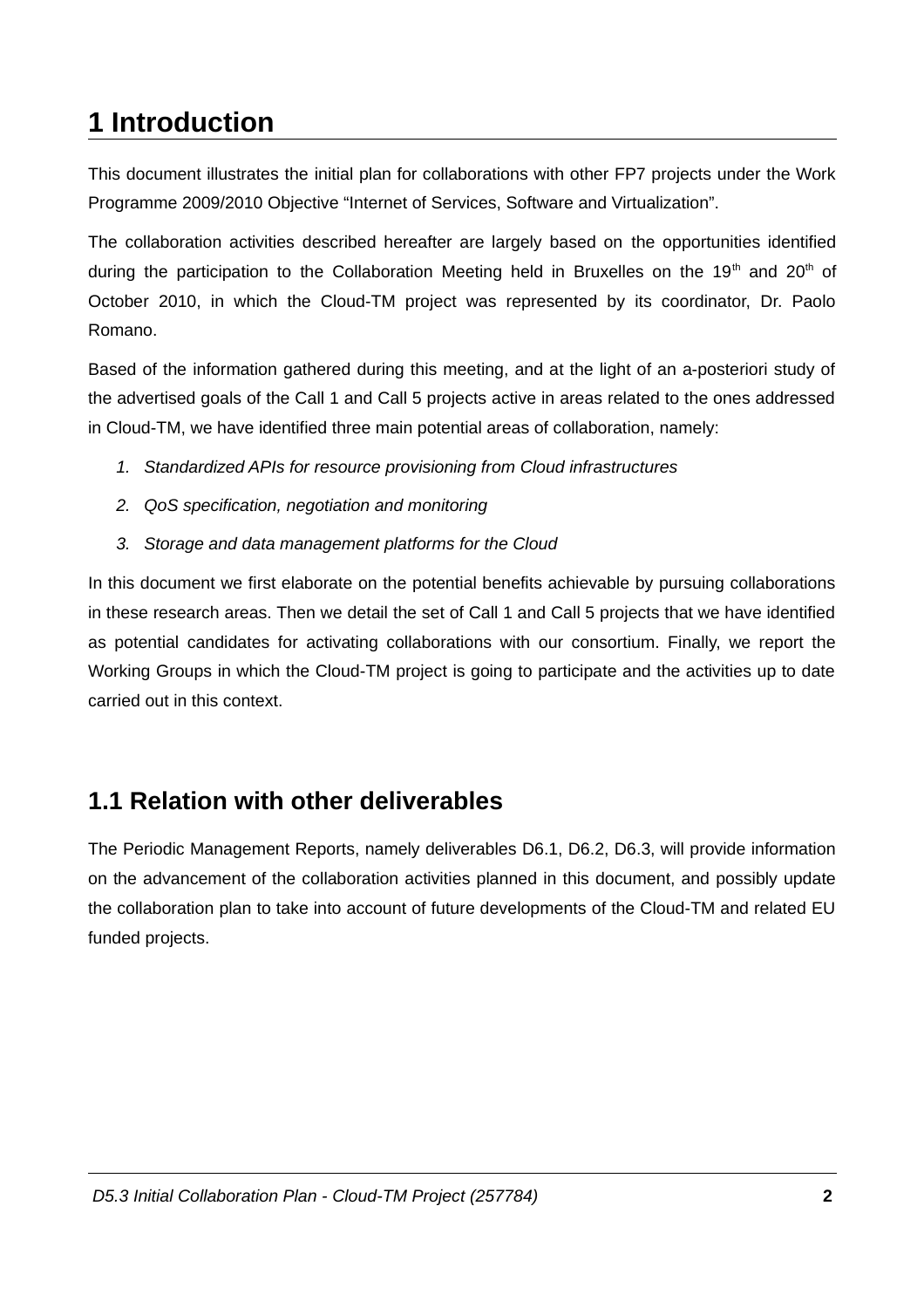# 1 Introduction

This document illustrates the initial plan for collaborations with other FP7 projects under the Work Programme 2009/2010 Objective "Internet of Services, Software and Virtualization".

The collaboration activities described hereafter are largely based on the opportunities identified during the participation to the Collaboration Meeting held in Bruxelles on the 19th and 20th of October 2010, in which the Cloud-TM project was represented by its coordinator, Dr. Paolo Romano.

Based of the information gathered during this meeting, and at the light of an a-posteriori study of the advertised goals of the Call 1 and Call 5 projects active in areas related to the ones addressed in Cloud-TM, we have identified three main potential areas of collaboration, namely:

1. *Standardized APIs for resource provisioning from Cloud infrastructures*
2. *QoS specification, negotiation and monitoring*
3. *Storage and data management platforms for the Cloud*

In this document we first elaborate on the potential benefits achievable by pursuing collaborations in these research areas. Then we detail the set of Call 1 and Call 5 projects that we have identified as potential candidates for activating collaborations with our consortium. Finally, we report the Working Groups in which the Cloud-TM project is going to participate and the activities up to date carried out in this context.

## 1.1 Relation with other deliverables

The Periodic Management Reports, namely deliverables D6.1, D6.2, D6.3, will provide information on the advancement of the collaboration activities planned in this document, and possibly update the collaboration plan to take into account of future developments of the Cloud-TM and related EU funded projects.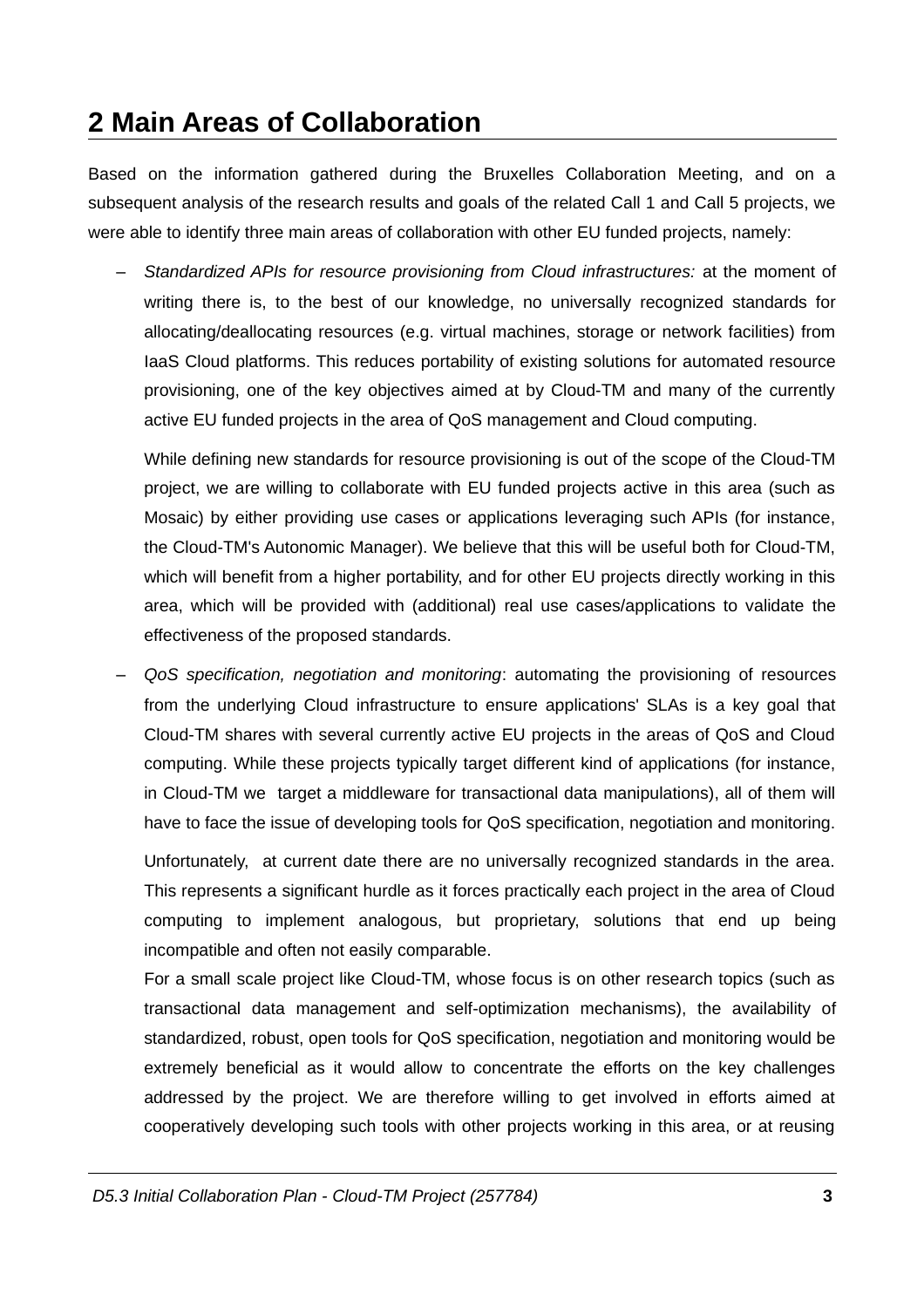# 2 Main Areas of Collaboration

Based on the information gathered during the Bruxelles Collaboration Meeting, and on a subsequent analysis of the research results and goals of the related Call 1 and Call 5 projects, we were able to identify three main areas of collaboration with other EU funded projects, namely:

– *Standardized APIs for resource provisioning from Cloud infrastructures:* at the moment of writing there is, to the best of our knowledge, no universally recognized standards for allocating/deallocating resources (e.g. virtual machines, storage or network facilities) from IaaS Cloud platforms. This reduces portability of existing solutions for automated resource provisioning, one of the key objectives aimed at by Cloud-TM and many of the currently active EU funded projects in the area of QoS management and Cloud computing.

  While defining new standards for resource provisioning is out of the scope of the Cloud-TM project, we are willing to collaborate with EU funded projects active in this area (such as Mosaic) by either providing use cases or applications leveraging such APIs (for instance, the Cloud-TM's Autonomic Manager). We believe that this will be useful both for Cloud-TM, which will benefit from a higher portability, and for other EU projects directly working in this area, which will be provided with (additional) real use cases/applications to validate the effectiveness of the proposed standards.

– *QoS specification, negotiation and monitoring*: automating the provisioning of resources from the underlying Cloud infrastructure to ensure applications' SLAs is a key goal that Cloud-TM shares with several currently active EU projects in the areas of QoS and Cloud computing. While these projects typically target different kind of applications (for instance, in Cloud-TM we target a middleware for transactional data manipulations), all of them will have to face the issue of developing tools for QoS specification, negotiation and monitoring.

  Unfortunately, at current date there are no universally recognized standards in the area. This represents a significant hurdle as it forces practically each project in the area of Cloud computing to implement analogous, but proprietary, solutions that end up being incompatible and often not easily comparable.

  For a small scale project like Cloud-TM, whose focus is on other research topics (such as transactional data management and self-optimization mechanisms), the availability of standardized, robust, open tools for QoS specification, negotiation and monitoring would be extremely beneficial as it would allow to concentrate the efforts on the key challenges addressed by the project. We are therefore willing to get involved in efforts aimed at cooperatively developing such tools with other projects working in this area, or at reusing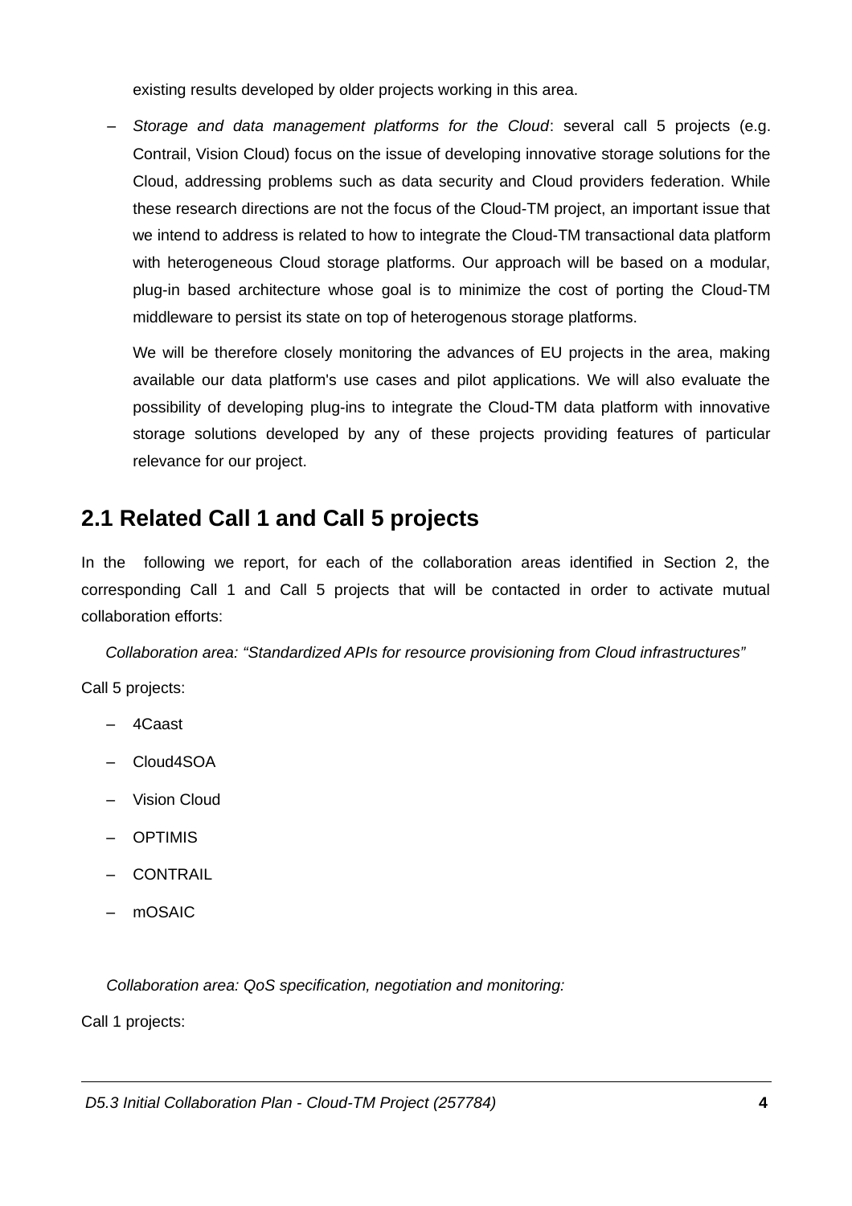existing results developed by older projects working in this area.

– *Storage and data management platforms for the Cloud*: several call 5 projects (e.g. Contrail, Vision Cloud) focus on the issue of developing innovative storage solutions for the Cloud, addressing problems such as data security and Cloud providers federation. While these research directions are not the focus of the Cloud-TM project, an important issue that we intend to address is related to how to integrate the Cloud-TM transactional data platform with heterogeneous Cloud storage platforms. Our approach will be based on a modular, plug-in based architecture whose goal is to minimize the cost of porting the Cloud-TM middleware to persist its state on top of heterogenous storage platforms.

  We will be therefore closely monitoring the advances of EU projects in the area, making available our data platform's use cases and pilot applications. We will also evaluate the possibility of developing plug-ins to integrate the Cloud-TM data platform with innovative storage solutions developed by any of these projects providing features of particular relevance for our project.

## 2.1 Related Call 1 and Call 5 projects

In the following we report, for each of the collaboration areas identified in Section 2, the corresponding Call 1 and Call 5 projects that will be contacted in order to activate mutual collaboration efforts:

*Collaboration area: "Standardized APIs for resource provisioning from Cloud infrastructures"*

Call 5 projects:

– 4Caast
– Cloud4SOA
– Vision Cloud
– OPTIMIS
– CONTRAIL
– mOSAIC

*Collaboration area: QoS specification, negotiation and monitoring:*

Call 1 projects: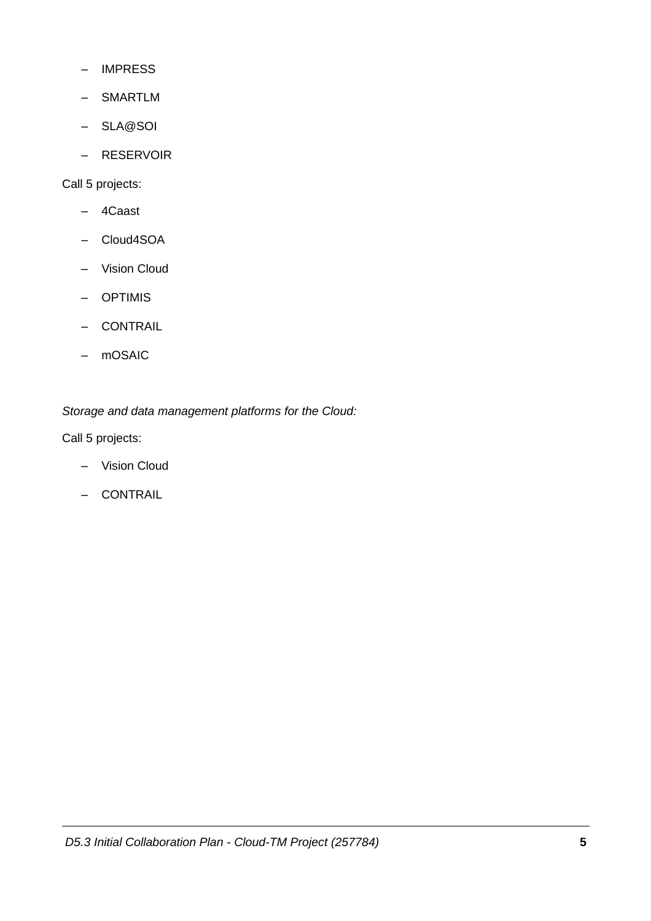- IMPRESS
- SMARTLM
- SLA@SOI
- RESERVOIR

Call 5 projects:

- 4Caast
- Cloud4SOA
- Vision Cloud
- OPTIMIS
- CONTRAIL
- mOSAIC

*Storage and data management platforms for the Cloud:*

Call 5 projects:

- Vision Cloud
- CONTRAIL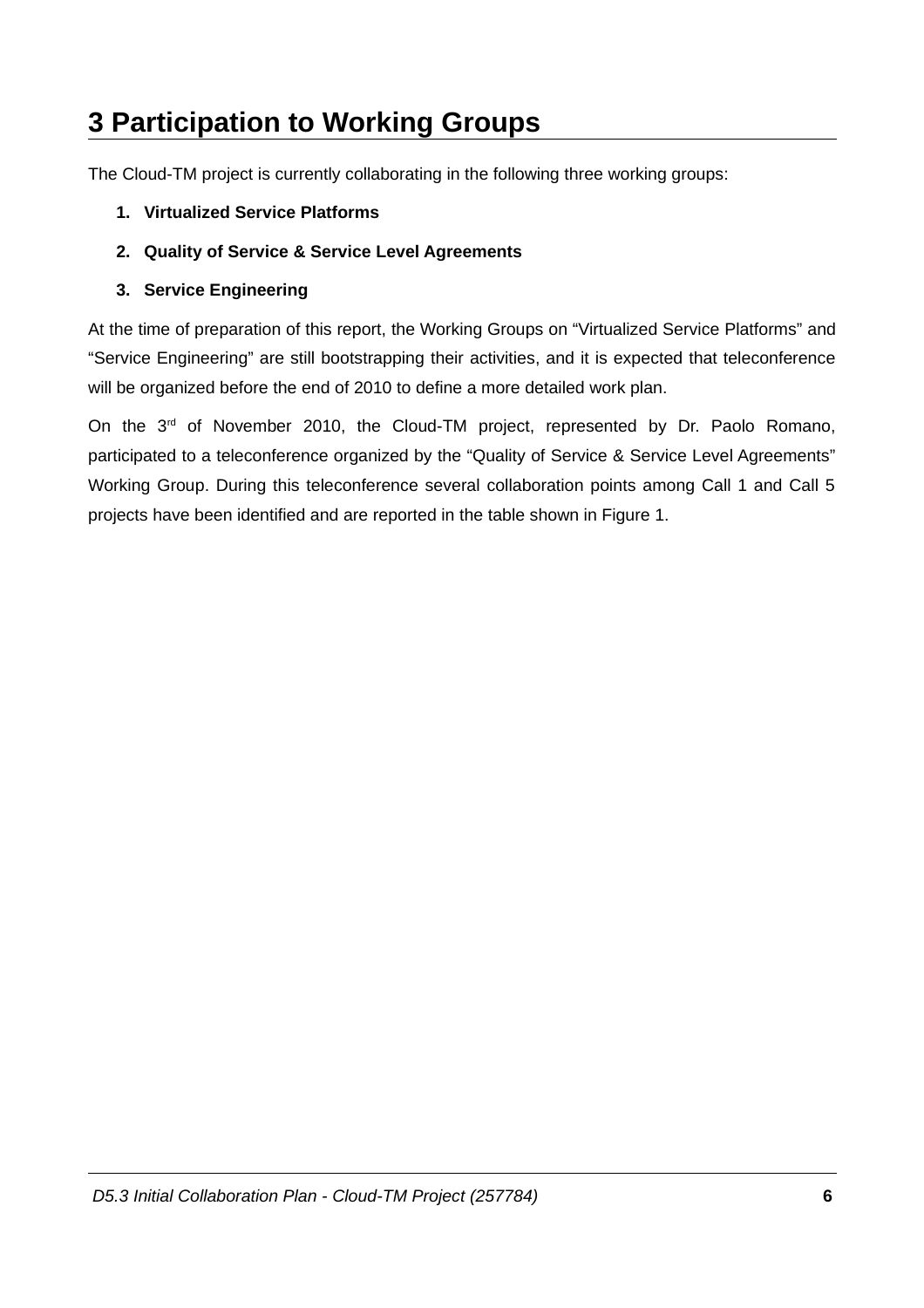# 3 Participation to Working Groups

The Cloud-TM project is currently collaborating in the following three working groups:

1. **Virtualized Service Platforms**
2. **Quality of Service & Service Level Agreements**
3. **Service Engineering**

At the time of preparation of this report, the Working Groups on “Virtualized Service Platforms” and “Service Engineering” are still bootstrapping their activities, and it is expected that teleconference will be organized before the end of 2010 to define a more detailed work plan.

On the 3rd of November 2010, the Cloud-TM project, represented by Dr. Paolo Romano, participated to a teleconference organized by the “Quality of Service & Service Level Agreements” Working Group. During this teleconference several collaboration points among Call 1 and Call 5 projects have been identified and are reported in the table shown in Figure 1.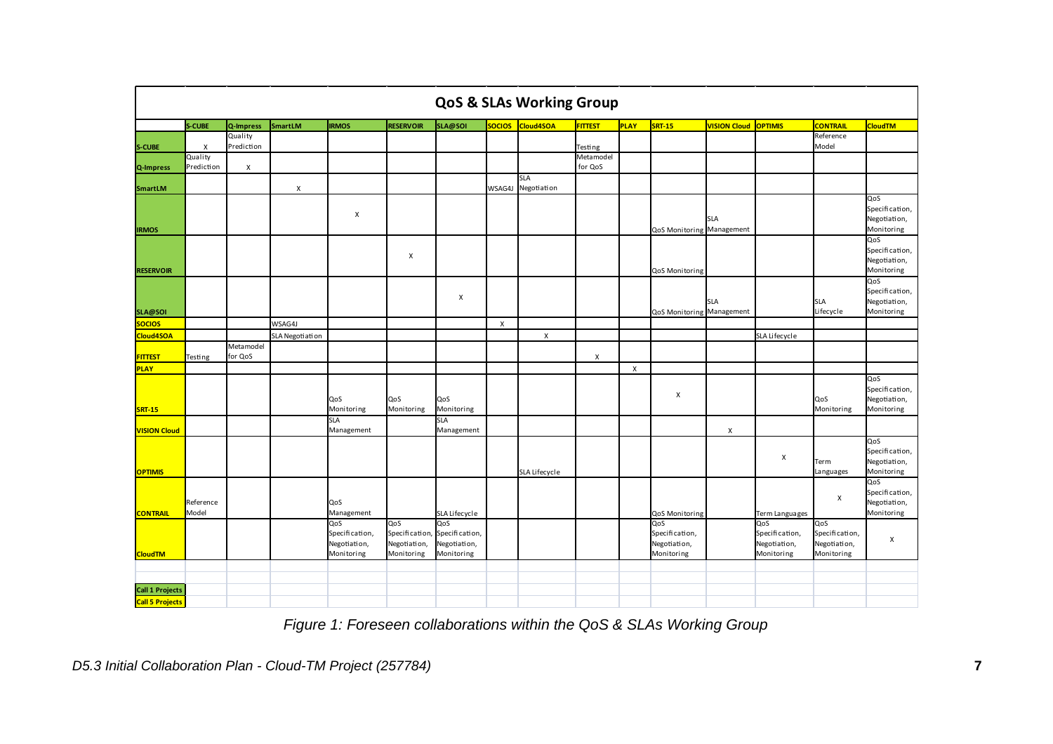| QoS & SLAs Working Group | | | | | | | | | | | | | | | |
|---|---|---|---|---|---|---|---|---|---|---|---|---|---|---|---|
| | S-CUBE | Q-Impress | SmartLM | IRMOS | RESERVOIR | SLA@SOI | SOCIOS | Cloud4SOA | FITTEST | PLAY | SRT-15 | VISION Cloud | OPTIMIS | CONTRAIL | CloudTM |
| S-CUBE | X | Quality Prediction | | | | | | | Testing | | | | | Reference Model | |
| Q-Impress | Quality Prediction | X | | | | | | | Metamodel for QoS | | | | | | |
| SmartLM | | | X | | | | WSAG4J | SLA Negotiation | | | | | | | |
| IRMOS | | | | X | | | | | | | QoS Monitoring | SLA Management | | | QoS Specification, Negotiation, Monitoring |
| RESERVOIR | | | | | X | | | | | | QoS Monitoring | | | | QoS Specification, Negotiation, Monitoring |
| SLA@SOI | | | | | | X | | | | | QoS Monitoring | SLA Management | | SLA Lifecycle | QoS Specification, Negotiation, Monitoring |
| SOCIOS | | | WSAG4J | | | | X | | | | | | | | |
| Cloud4SOA | | | SLA Negotiation | | | | | X | | | | | SLA Lifecycle | | |
| FITTEST | Testing | Metamodel for QoS | | | | | | | X | | | | | | |
| PLAY | | | | | | | | | | X | | | | | |
| SRT-15 | | | | QoS Monitoring | QoS Monitoring | QoS Monitoring | | | | | X | | | QoS Monitoring | QoS Specification, Negotiation, Monitoring |
| VISION Cloud | | | | SLA Management | | SLA Management | | | | | | X | | | |
| OPTIMIS | | | | | | | | SLA Lifecycle | | | | | X | Term Languages | QoS Specification, Negotiation, Monitoring |
| CONTRAIL | Reference Model | | | QoS Management | | SLA Lifecycle | | | | | QoS Monitoring | | Term Languages | X | QoS Specification, Negotiation, Monitoring |
| CloudTM | | | | QoS Specification, Negotiation, Monitoring | QoS Specification, Negotiation, Monitoring | QoS Specification, Negotiation, Monitoring | | | | | QoS Specification, Negotiation, Monitoring | | QoS Specification, Negotiation, Monitoring | QoS Specification, Negotiation, Monitoring | X |
| | | | | | | | | | | | | | | | |
| | | | | | | | | | | | | | | | |
| Call 1 Projects | | | | | | | | | | | | | | | |
| Call 5 Projects | | | | | | | | | | | | | | | |

*Figure 1: Foreseen collaborations within the QoS & SLAs Working Group*